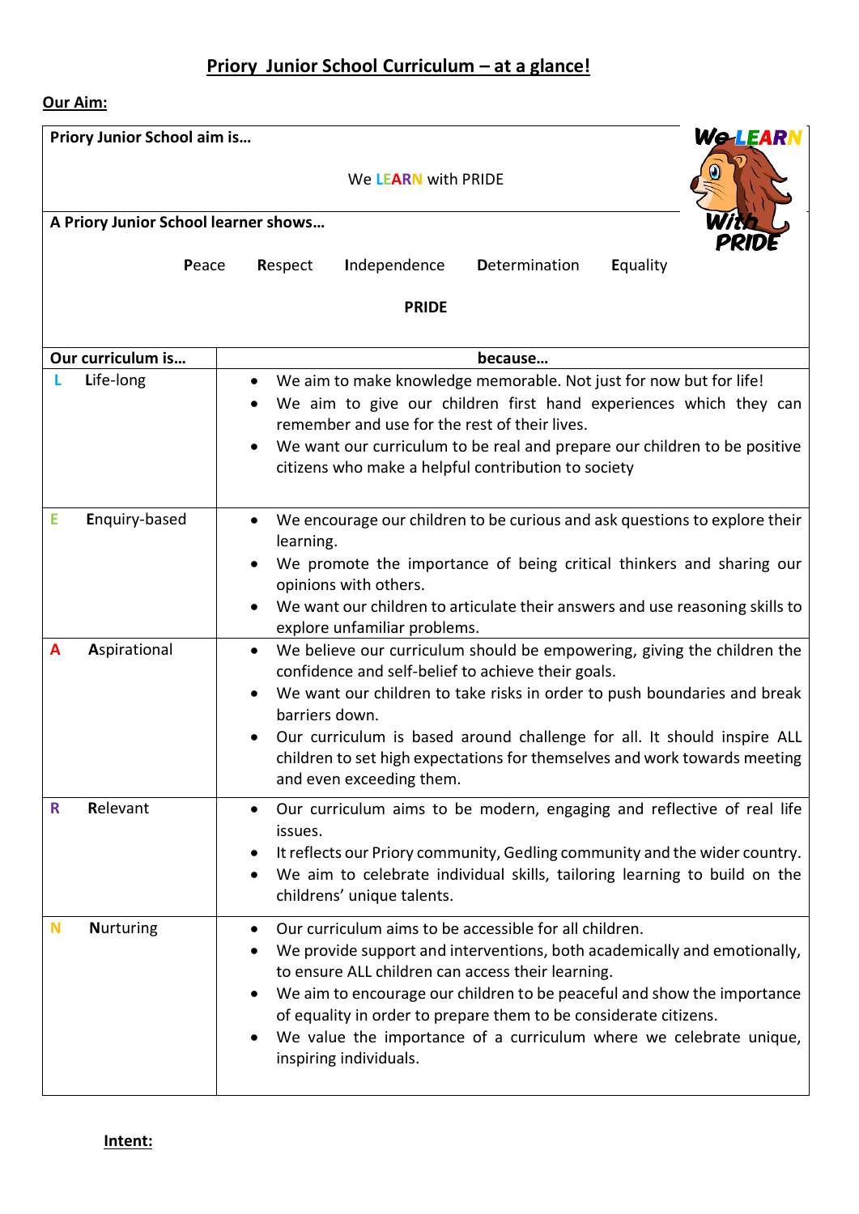# Priory Junior School Curriculum – at a glance!

**Our Aim:**

| **Priory Junior School aim is…** | |
|---|---|
| We **LEARN** with PRIDE | |
| **A Priory Junior School learner shows…** | |
| **P**eace **R**espect **I**ndependence **D**etermination **E**quality | |
| **PRIDE** | |
| **Our curriculum is…** | **because…** |
| **L** **L**ife-long | • We aim to make knowledge memorable. Not just for now but for life!<br>• We aim to give our children first hand experiences which they can remember and use for the rest of their lives.<br>• We want our curriculum to be real and prepare our children to be positive citizens who make a helpful contribution to society |
| **E** **E**nquiry-based | • We encourage our children to be curious and ask questions to explore their learning.<br>• We promote the importance of being critical thinkers and sharing our opinions with others.<br>• We want our children to articulate their answers and use reasoning skills to explore unfamiliar problems. |
| **A** **A**spirational | • We believe our curriculum should be empowering, giving the children the confidence and self-belief to achieve their goals.<br>• We want our children to take risks in order to push boundaries and break barriers down.<br>• Our curriculum is based around challenge for all. It should inspire ALL children to set high expectations for themselves and work towards meeting and even exceeding them. |
| **R** **R**elevant | • Our curriculum aims to be modern, engaging and reflective of real life issues.<br>• It reflects our Priory community, Gedling community and the wider country.<br>• We aim to celebrate individual skills, tailoring learning to build on the childrens' unique talents. |
| **N** **N**urturing | • Our curriculum aims to be accessible for all children.<br>• We provide support and interventions, both academically and emotionally, to ensure ALL children can access their learning.<br>• We aim to encourage our children to be peaceful and show the importance of equality in order to prepare them to be considerate citizens.<br>• We value the importance of a curriculum where we celebrate unique, inspiring individuals. |

**Intent:**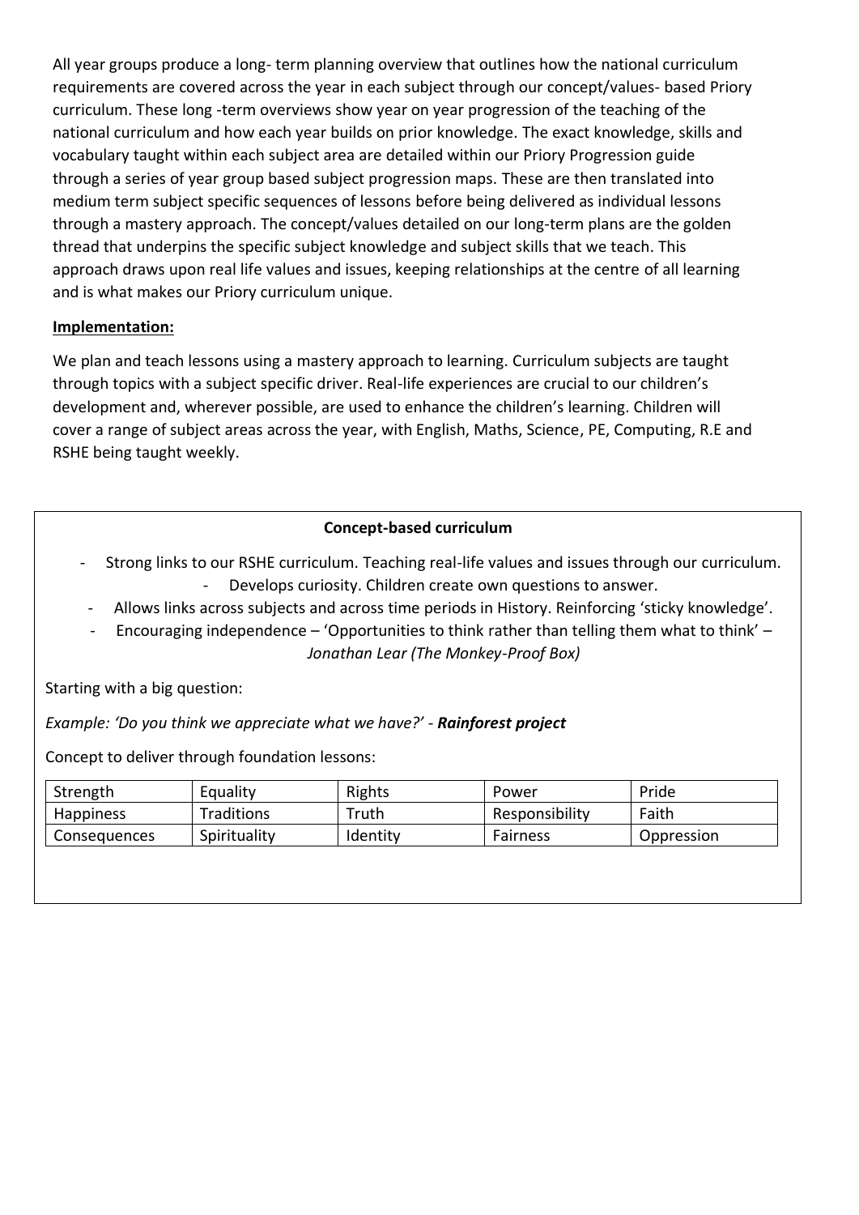All year groups produce a long- term planning overview that outlines how the national curriculum requirements are covered across the year in each subject through our concept/values- based Priory curriculum. These long -term overviews show year on year progression of the teaching of the national curriculum and how each year builds on prior knowledge. The exact knowledge, skills and vocabulary taught within each subject area are detailed within our Priory Progression guide through a series of year group based subject progression maps. These are then translated into medium term subject specific sequences of lessons before being delivered as individual lessons through a mastery approach. The concept/values detailed on our long-term plans are the golden thread that underpins the specific subject knowledge and subject skills that we teach. This approach draws upon real life values and issues, keeping relationships at the centre of all learning and is what makes our Priory curriculum unique.

**Implementation:**

We plan and teach lessons using a mastery approach to learning. Curriculum subjects are taught through topics with a subject specific driver. Real-life experiences are crucial to our children's development and, wherever possible, are used to enhance the children's learning. Children will cover a range of subject areas across the year, with English, Maths, Science, PE, Computing, R.E and RSHE being taught weekly.

**Concept-based curriculum**

- Strong links to our RSHE curriculum. Teaching real-life values and issues through our curriculum.
- Develops curiosity. Children create own questions to answer.
- Allows links across subjects and across time periods in History. Reinforcing 'sticky knowledge'.
- Encouraging independence – 'Opportunities to think rather than telling them what to think' – *Jonathan Lear (The Monkey-Proof Box)*

Starting with a big question:

*Example: 'Do you think we appreciate what we have?' - **Rainforest project***

Concept to deliver through foundation lessons:

| Strength | Equality | Rights | Power | Pride |
|---|---|---|---|---|
| Happiness | Traditions | Truth | Responsibility | Faith |
| Consequences | Spirituality | Identity | Fairness | Oppression |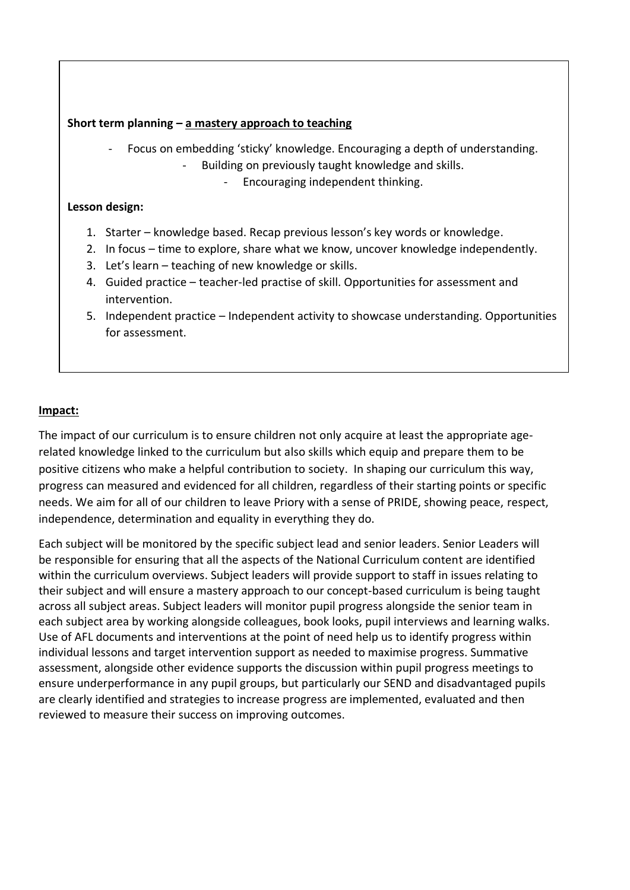**Short term planning – a mastery approach to teaching**

- Focus on embedding 'sticky' knowledge. Encouraging a depth of understanding.
- Building on previously taught knowledge and skills.
- Encouraging independent thinking.

**Lesson design:**

1. Starter – knowledge based. Recap previous lesson's key words or knowledge.
2. In focus – time to explore, share what we know, uncover knowledge independently.
3. Let's learn – teaching of new knowledge or skills.
4. Guided practice – teacher-led practise of skill. Opportunities for assessment and intervention.
5. Independent practice – Independent activity to showcase understanding. Opportunities for assessment.

**Impact:**

The impact of our curriculum is to ensure children not only acquire at least the appropriate age-related knowledge linked to the curriculum but also skills which equip and prepare them to be positive citizens who make a helpful contribution to society. In shaping our curriculum this way, progress can measured and evidenced for all children, regardless of their starting points or specific needs. We aim for all of our children to leave Priory with a sense of PRIDE, showing peace, respect, independence, determination and equality in everything they do.

Each subject will be monitored by the specific subject lead and senior leaders. Senior Leaders will be responsible for ensuring that all the aspects of the National Curriculum content are identified within the curriculum overviews. Subject leaders will provide support to staff in issues relating to their subject and will ensure a mastery approach to our concept-based curriculum is being taught across all subject areas. Subject leaders will monitor pupil progress alongside the senior team in each subject area by working alongside colleagues, book looks, pupil interviews and learning walks. Use of AFL documents and interventions at the point of need help us to identify progress within individual lessons and target intervention support as needed to maximise progress. Summative assessment, alongside other evidence supports the discussion within pupil progress meetings to ensure underperformance in any pupil groups, but particularly our SEND and disadvantaged pupils are clearly identified and strategies to increase progress are implemented, evaluated and then reviewed to measure their success on improving outcomes.